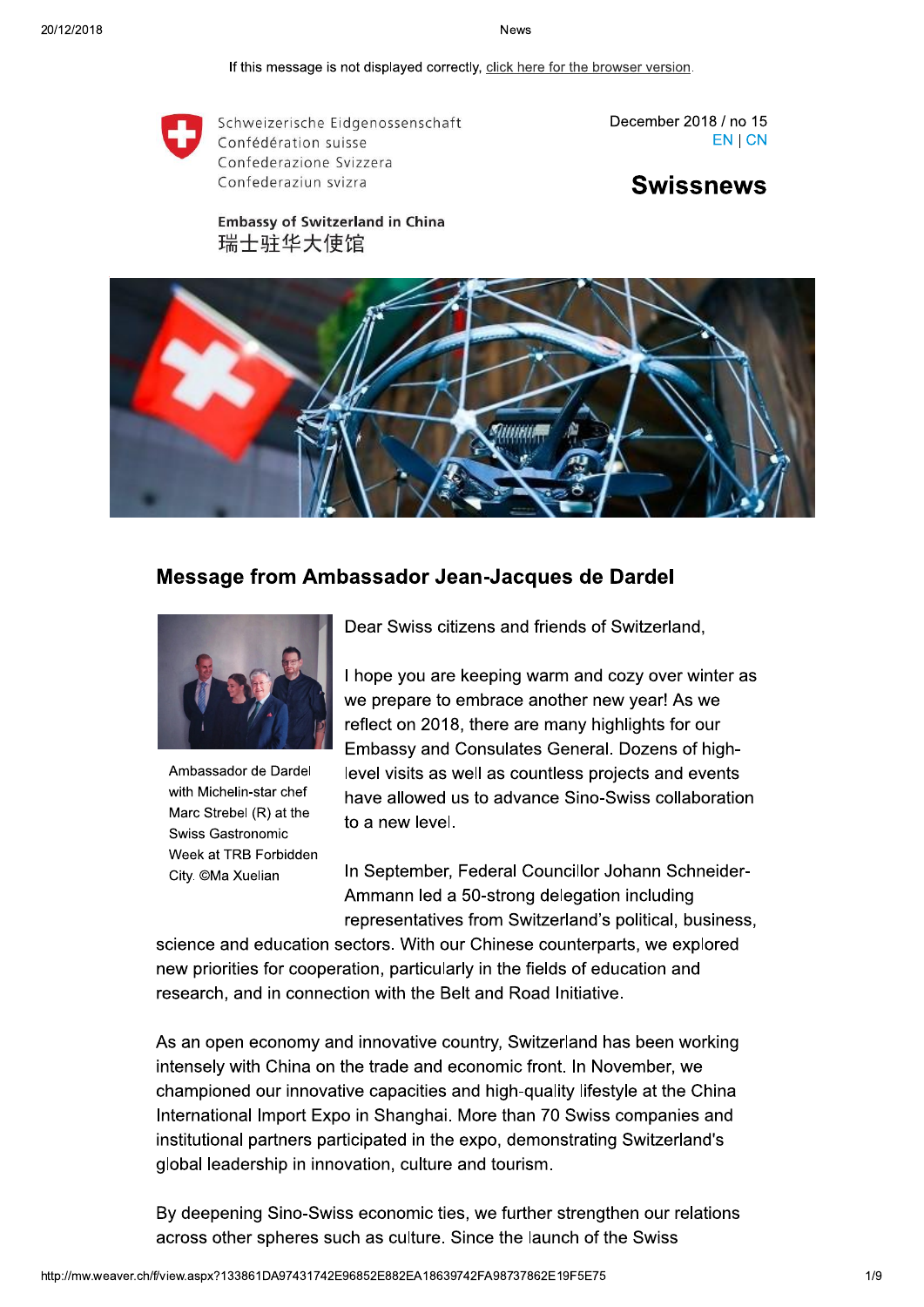If this message is not displayed correctly, click here for the browser version.

Schweizerische Eidgenossenschaft
Confédération suisse
Confederazione Svizzera
Confederaziun svizra

December 2018 / no 15
EN | CN

# Swissnews

**Embassy of Switzerland in China**
瑞士驻华大使馆

## Message from Ambassador Jean-Jacques de Dardel

Ambassador de Dardel with Michelin-star chef Marc Strebel (R) at the Swiss Gastronomic Week at TRB Forbidden City. ©Ma Xuelian

Dear Swiss citizens and friends of Switzerland,

I hope you are keeping warm and cozy over winter as we prepare to embrace another new year! As we reflect on 2018, there are many highlights for our Embassy and Consulates General. Dozens of high-level visits as well as countless projects and events have allowed us to advance Sino-Swiss collaboration to a new level.

In September, Federal Councillor Johann Schneider-Ammann led a 50-strong delegation including representatives from Switzerland's political, business, science and education sectors. With our Chinese counterparts, we explored new priorities for cooperation, particularly in the fields of education and research, and in connection with the Belt and Road Initiative.

As an open economy and innovative country, Switzerland has been working intensely with China on the trade and economic front. In November, we championed our innovative capacities and high-quality lifestyle at the China International Import Expo in Shanghai. More than 70 Swiss companies and institutional partners participated in the expo, demonstrating Switzerland's global leadership in innovation, culture and tourism.

By deepening Sino-Swiss economic ties, we further strengthen our relations across other spheres such as culture. Since the launch of the Swiss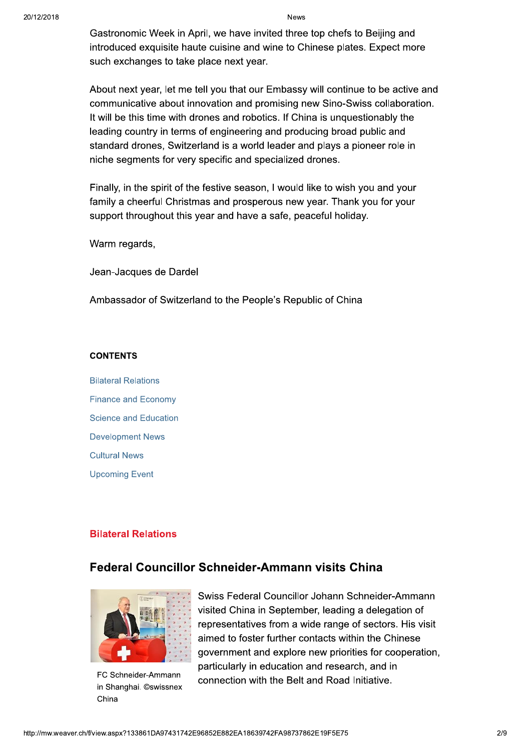Gastronomic Week in April, we have invited three top chefs to Beijing and introduced exquisite haute cuisine and wine to Chinese plates. Expect more such exchanges to take place next year.

About next year, let me tell you that our Embassy will continue to be active and communicative about innovation and promising new Sino-Swiss collaboration. It will be this time with drones and robotics. If China is unquestionably the leading country in terms of engineering and producing broad public and standard drones, Switzerland is a world leader and plays a pioneer role in niche segments for very specific and specialized drones.

Finally, in the spirit of the festive season, I would like to wish you and your family a cheerful Christmas and prosperous new year. Thank you for your support throughout this year and have a safe, peaceful holiday.

Warm regards,

Jean-Jacques de Dardel

Ambassador of Switzerland to the People's Republic of China

**CONTENTS**

- Bilateral Relations
- Finance and Economy
- Science and Education
- Development News
- Cultural News
- Upcoming Event

## Bilateral Relations

### Federal Councillor Schneider-Ammann visits China

FC Schneider-Ammann in Shanghai. ©swissnex China

Swiss Federal Councillor Johann Schneider-Ammann visited China in September, leading a delegation of representatives from a wide range of sectors. His visit aimed to foster further contacts within the Chinese government and explore new priorities for cooperation, particularly in education and research, and in connection with the Belt and Road Initiative.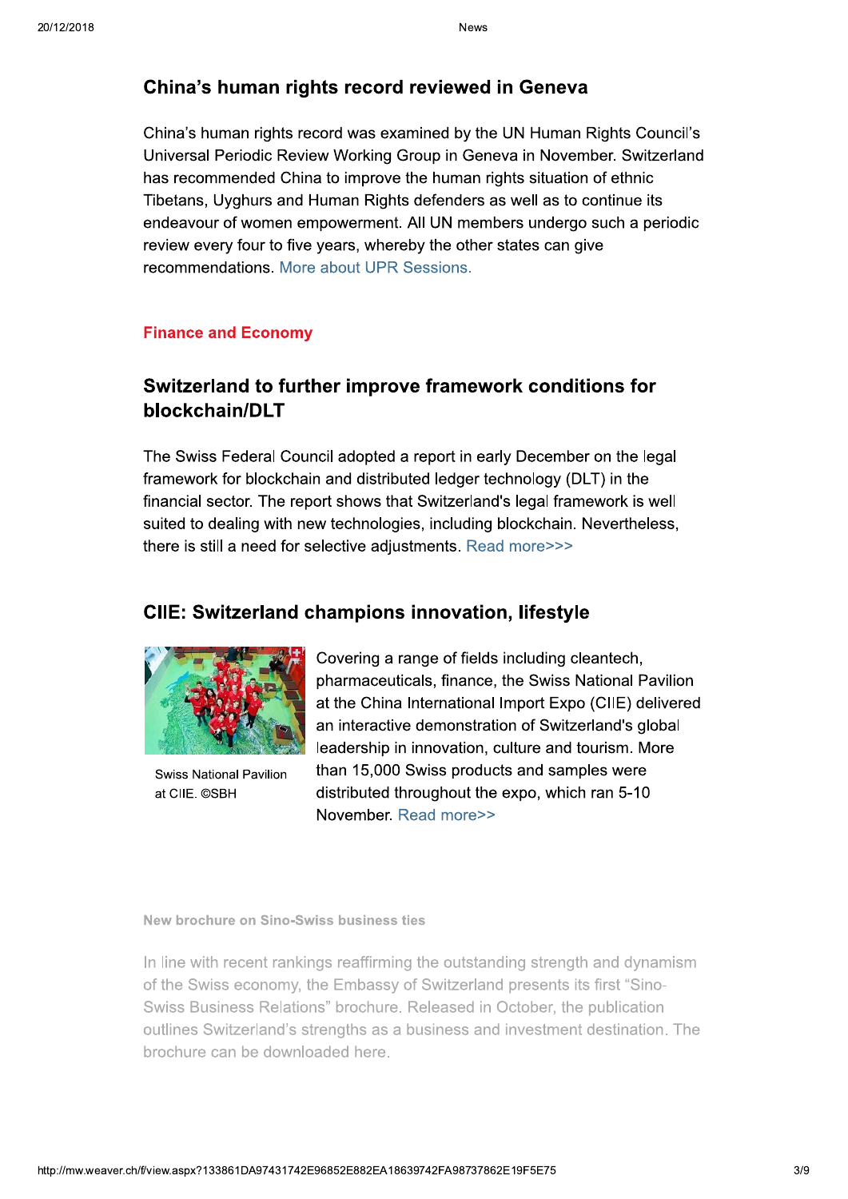## China's human rights record reviewed in Geneva

China's human rights record was examined by the UN Human Rights Council's Universal Periodic Review Working Group in Geneva in November. Switzerland has recommended China to improve the human rights situation of ethnic Tibetans, Uyghurs and Human Rights defenders as well as to continue its endeavour of women empowerment. All UN members undergo such a periodic review every four to five years, whereby the other states can give recommendations. More about UPR Sessions.

### Finance and Economy

## Switzerland to further improve framework conditions for blockchain/DLT

The Swiss Federal Council adopted a report in early December on the legal framework for blockchain and distributed ledger technology (DLT) in the financial sector. The report shows that Switzerland's legal framework is well suited to dealing with new technologies, including blockchain. Nevertheless, there is still a need for selective adjustments. Read more>>>

## CIIE: Switzerland champions innovation, lifestyle

Swiss National Pavilion at CIIE. ©SBH

Covering a range of fields including cleantech, pharmaceuticals, finance, the Swiss National Pavilion at the China International Import Expo (CIIE) delivered an interactive demonstration of Switzerland's global leadership in innovation, culture and tourism. More than 15,000 Swiss products and samples were distributed throughout the expo, which ran 5-10 November. Read more>>

### New brochure on Sino-Swiss business ties

In line with recent rankings reaffirming the outstanding strength and dynamism of the Swiss economy, the Embassy of Switzerland presents its first "Sino-Swiss Business Relations" brochure. Released in October, the publication outlines Switzerland's strengths as a business and investment destination. The brochure can be downloaded here.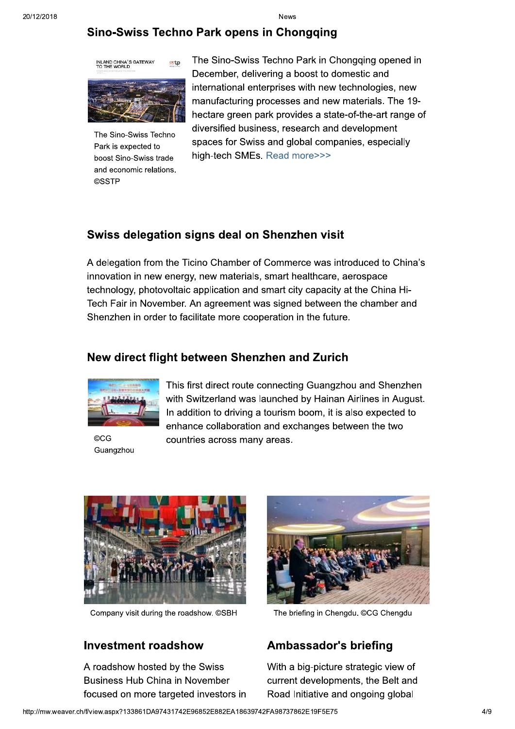## Sino-Swiss Techno Park opens in Chongqing

The Sino-Swiss Techno Park is expected to boost Sino-Swiss trade and economic relations. ©SSTP

The Sino-Swiss Techno Park in Chongqing opened in December, delivering a boost to domestic and international enterprises with new technologies, new manufacturing processes and new materials. The 19-hectare green park provides a state-of-the-art range of diversified business, research and development spaces for Swiss and global companies, especially high-tech SMEs. Read more>>>

## Swiss delegation signs deal on Shenzhen visit

A delegation from the Ticino Chamber of Commerce was introduced to China's innovation in new energy, new materials, smart healthcare, aerospace technology, photovoltaic application and smart city capacity at the China Hi-Tech Fair in November. An agreement was signed between the chamber and Shenzhen in order to facilitate more cooperation in the future.

## New direct flight between Shenzhen and Zurich

©CG Guangzhou

This first direct route connecting Guangzhou and Shenzhen with Switzerland was launched by Hainan Airlines in August. In addition to driving a tourism boom, it is also expected to enhance collaboration and exchanges between the two countries across many areas.

Company visit during the roadshow. ©SBH

## Investment roadshow

A roadshow hosted by the Swiss Business Hub China in November focused on more targeted investors in

The briefing in Chengdu. ©CG Chengdu

## Ambassador's briefing

With a big-picture strategic view of current developments, the Belt and Road Initiative and ongoing global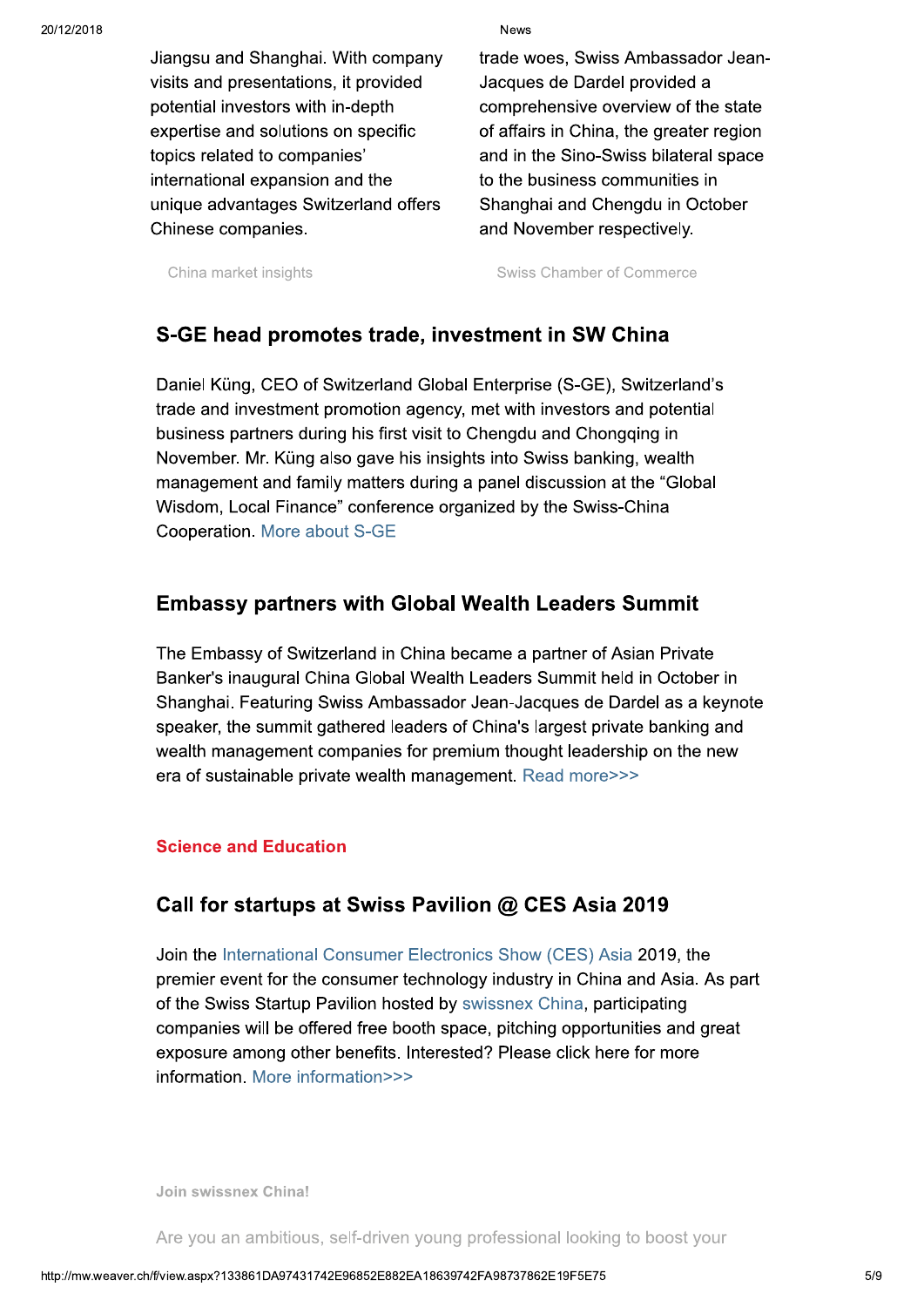Jiangsu and Shanghai. With company visits and presentations, it provided potential investors with in-depth expertise and solutions on specific topics related to companies' international expansion and the unique advantages Switzerland offers Chinese companies.

China market insights

trade woes, Swiss Ambassador Jean-Jacques de Dardel provided a comprehensive overview of the state of affairs in China, the greater region and in the Sino-Swiss bilateral space to the business communities in Shanghai and Chengdu in October and November respectively.

Swiss Chamber of Commerce

## S-GE head promotes trade, investment in SW China

Daniel Küng, CEO of Switzerland Global Enterprise (S-GE), Switzerland's trade and investment promotion agency, met with investors and potential business partners during his first visit to Chengdu and Chongqing in November. Mr. Küng also gave his insights into Swiss banking, wealth management and family matters during a panel discussion at the "Global Wisdom, Local Finance" conference organized by the Swiss-China Cooperation. More about S-GE

## Embassy partners with Global Wealth Leaders Summit

The Embassy of Switzerland in China became a partner of Asian Private Banker's inaugural China Global Wealth Leaders Summit held in October in Shanghai. Featuring Swiss Ambassador Jean-Jacques de Dardel as a keynote speaker, the summit gathered leaders of China's largest private banking and wealth management companies for premium thought leadership on the new era of sustainable private wealth management. Read more>>>

**Science and Education**

## Call for startups at Swiss Pavilion @ CES Asia 2019

Join the International Consumer Electronics Show (CES) Asia 2019, the premier event for the consumer technology industry in China and Asia. As part of the Swiss Startup Pavilion hosted by swissnex China, participating companies will be offered free booth space, pitching opportunities and great exposure among other benefits. Interested? Please click here for more information. More information>>>

**Join swissnex China!**

Are you an ambitious, self-driven young professional looking to boost your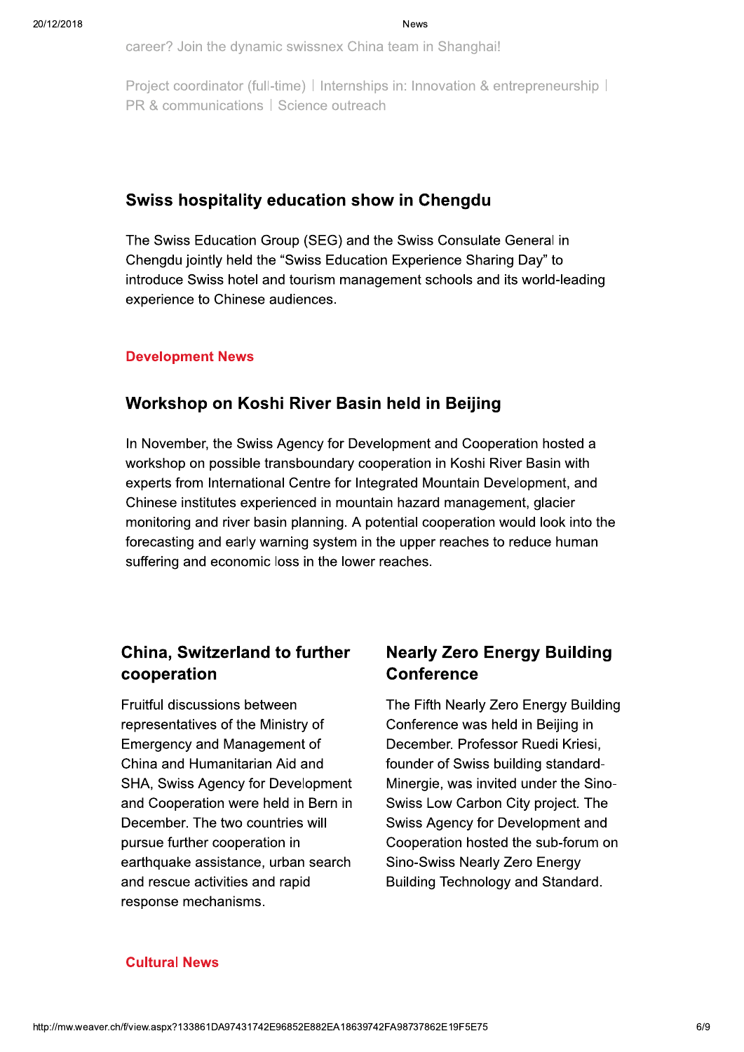career? Join the dynamic swissnex China team in Shanghai!

Project coordinator (full-time) | Internships in: Innovation & entrepreneurship | PR & communications | Science outreach

## Swiss hospitality education show in Chengdu

The Swiss Education Group (SEG) and the Swiss Consulate General in Chengdu jointly held the "Swiss Education Experience Sharing Day" to introduce Swiss hotel and tourism management schools and its world-leading experience to Chinese audiences.

**Development News**

## Workshop on Koshi River Basin held in Beijing

In November, the Swiss Agency for Development and Cooperation hosted a workshop on possible transboundary cooperation in Koshi River Basin with experts from International Centre for Integrated Mountain Development, and Chinese institutes experienced in mountain hazard management, glacier monitoring and river basin planning. A potential cooperation would look into the forecasting and early warning system in the upper reaches to reduce human suffering and economic loss in the lower reaches.

## China, Switzerland to further cooperation

Fruitful discussions between representatives of the Ministry of Emergency and Management of China and Humanitarian Aid and SHA, Swiss Agency for Development and Cooperation were held in Bern in December. The two countries will pursue further cooperation in earthquake assistance, urban search and rescue activities and rapid response mechanisms.

## Nearly Zero Energy Building Conference

The Fifth Nearly Zero Energy Building Conference was held in Beijing in December. Professor Ruedi Kriesi, founder of Swiss building standard-Minergie, was invited under the Sino-Swiss Low Carbon City project. The Swiss Agency for Development and Cooperation hosted the sub-forum on Sino-Swiss Nearly Zero Energy Building Technology and Standard.

**Cultural News**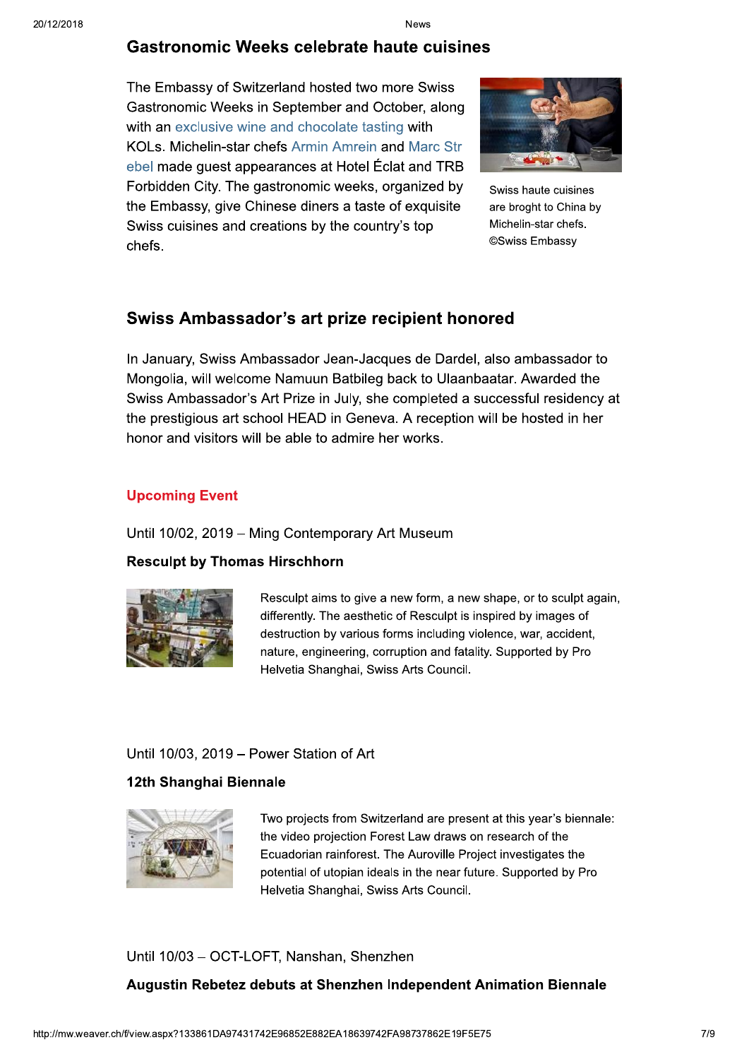## Gastronomic Weeks celebrate haute cuisines

The Embassy of Switzerland hosted two more Swiss Gastronomic Weeks in September and October, along with an exclusive wine and chocolate tasting with KOLs. Michelin-star chefs Armin Amrein and Marc Strebel made guest appearances at Hotel Éclat and TRB Forbidden City. The gastronomic weeks, organized by the Embassy, give Chinese diners a taste of exquisite Swiss cuisines and creations by the country's top chefs.

Swiss haute cuisines are broght to China by Michelin-star chefs. ©Swiss Embassy

## Swiss Ambassador's art prize recipient honored

In January, Swiss Ambassador Jean-Jacques de Dardel, also ambassador to Mongolia, will welcome Namuun Batbileg back to Ulaanbaatar. Awarded the Swiss Ambassador's Art Prize in July, she completed a successful residency at the prestigious art school HEAD in Geneva. A reception will be hosted in her honor and visitors will be able to admire her works.

### Upcoming Event

Until 10/02, 2019 – Ming Contemporary Art Museum

**Resculpt by Thomas Hirschhorn**

Resculpt aims to give a new form, a new shape, or to sculpt again, differently. The aesthetic of Resculpt is inspired by images of destruction by various forms including violence, war, accident, nature, engineering, corruption and fatality. Supported by Pro Helvetia Shanghai, Swiss Arts Council.

Until 10/03, 2019 – Power Station of Art

**12th Shanghai Biennale**

Two projects from Switzerland are present at this year's biennale: the video projection Forest Law draws on research of the Ecuadorian rainforest. The Auroville Project investigates the potential of utopian ideals in the near future. Supported by Pro Helvetia Shanghai, Swiss Arts Council.

Until 10/03 – OCT-LOFT, Nanshan, Shenzhen

**Augustin Rebetez debuts at Shenzhen Independent Animation Biennale**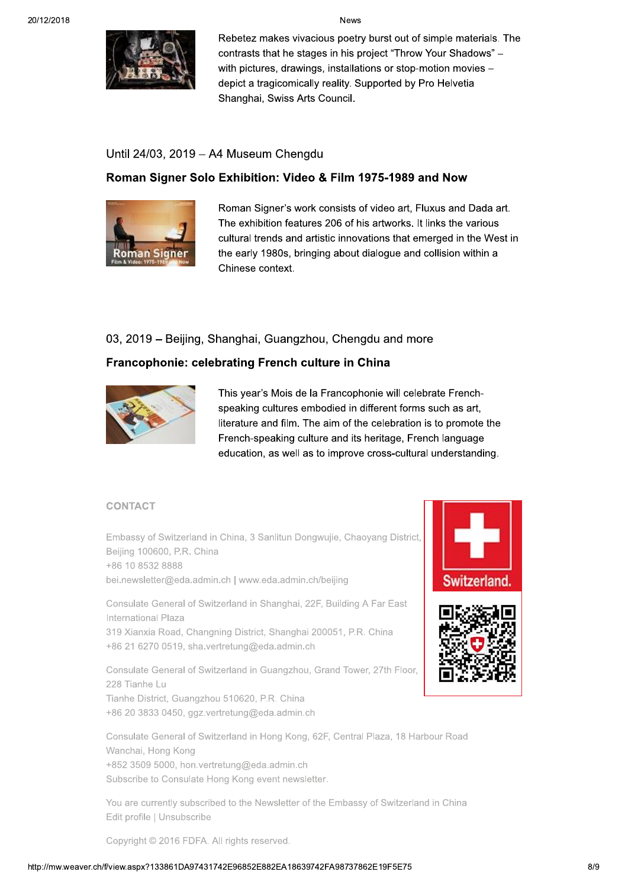Rebetez makes vivacious poetry burst out of simple materials. The contrasts that he stages in his project "Throw Your Shadows" – with pictures, drawings, installations or stop-motion movies – depict a tragicomically reality. Supported by Pro Helvetia Shanghai, Swiss Arts Council.

Until 24/03, 2019 – A4 Museum Chengdu

### Roman Signer Solo Exhibition: Video & Film 1975-1989 and Now

Roman Signer's work consists of video art, Fluxus and Dada art. The exhibition features 206 of his artworks. It links the various cultural trends and artistic innovations that emerged in the West in the early 1980s, bringing about dialogue and collision within a Chinese context.

03, 2019 – Beijing, Shanghai, Guangzhou, Chengdu and more

### Francophonie: celebrating French culture in China

This year's Mois de la Francophonie will celebrate French-speaking cultures embodied in different forms such as art, literature and film. The aim of the celebration is to promote the French-speaking culture and its heritage, French language education, as well as to improve cross-cultural understanding.

## CONTACT

Embassy of Switzerland in China, 3 Sanlitun Dongwujie, Chaoyang District, Beijing 100600, P.R. China
+86 10 8532 8888
bei.newsletter@eda.admin.ch | www.eda.admin.ch/beijing

Consulate General of Switzerland in Shanghai, 22F, Building A Far East International Plaza
319 Xianxia Road, Changning District, Shanghai 200051, P.R. China
+86 21 6270 0519, sha.vertretung@eda.admin.ch

Consulate General of Switzerland in Guangzhou, Grand Tower, 27th Floor, 228 Tianhe Lu
Tianhe District, Guangzhou 510620, P.R. China
+86 20 3833 0450, ggz.vertretung@eda.admin.ch

Consulate General of Switzerland in Hong Kong, 62F, Central Plaza, 18 Harbour Road
Wanchai, Hong Kong
+852 3509 5000, hon.vertretung@eda.admin.ch
Subscribe to Consulate Hong Kong event newsletter.

Switzerland.

You are currently subscribed to the Newsletter of the Embassy of Switzerland in China
Edit profile | Unsubscribe

Copyright © 2016 FDFA. All rights reserved.